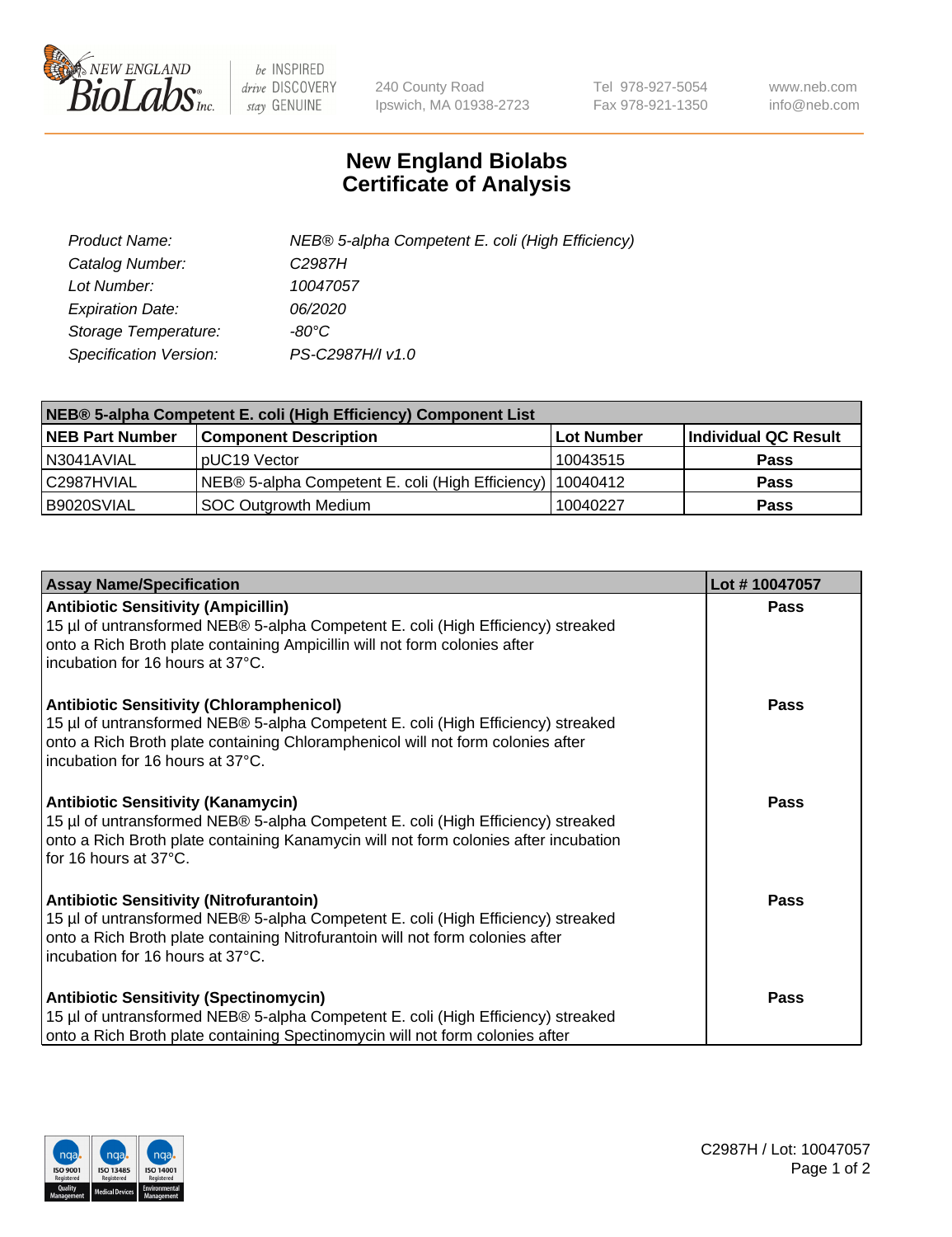# New England Biolabs Certificate of Analysis

| | |
|---|---|
| *Product Name:* | *NEB® 5-alpha Competent E. coli (High Efficiency)* |
| *Catalog Number:* | *C2987H* |
| *Lot Number:* | *10047057* |
| *Expiration Date:* | *06/2020* |
| *Storage Temperature:* | *-80°C* |
| *Specification Version:* | *PS-C2987H/I v1.0* |

| NEB® 5-alpha Competent E. coli (High Efficiency) Component List | | | |
|---|---|---|---|
| **NEB Part Number** | **Component Description** | **Lot Number** | **Individual QC Result** |
| N3041AVIAL | pUC19 Vector | 10043515 | **Pass** |
| C2987HVIAL | NEB® 5-alpha Competent E. coli (High Efficiency) | 10040412 | **Pass** |
| B9020SVIAL | SOC Outgrowth Medium | 10040227 | **Pass** |

| Assay Name/Specification | Lot # 10047057 |
|---|---|
| **Antibiotic Sensitivity (Ampicillin)** 15 µl of untransformed NEB® 5-alpha Competent E. coli (High Efficiency) streaked onto a Rich Broth plate containing Ampicillin will not form colonies after incubation for 16 hours at 37°C. | **Pass** |
| **Antibiotic Sensitivity (Chloramphenicol)** 15 µl of untransformed NEB® 5-alpha Competent E. coli (High Efficiency) streaked onto a Rich Broth plate containing Chloramphenicol will not form colonies after incubation for 16 hours at 37°C. | **Pass** |
| **Antibiotic Sensitivity (Kanamycin)** 15 µl of untransformed NEB® 5-alpha Competent E. coli (High Efficiency) streaked onto a Rich Broth plate containing Kanamycin will not form colonies after incubation for 16 hours at 37°C. | **Pass** |
| **Antibiotic Sensitivity (Nitrofurantoin)** 15 µl of untransformed NEB® 5-alpha Competent E. coli (High Efficiency) streaked onto a Rich Broth plate containing Nitrofurantoin will not form colonies after incubation for 16 hours at 37°C. | **Pass** |
| **Antibiotic Sensitivity (Spectinomycin)** 15 µl of untransformed NEB® 5-alpha Competent E. coli (High Efficiency) streaked onto a Rich Broth plate containing Spectinomycin will not form colonies after | **Pass** |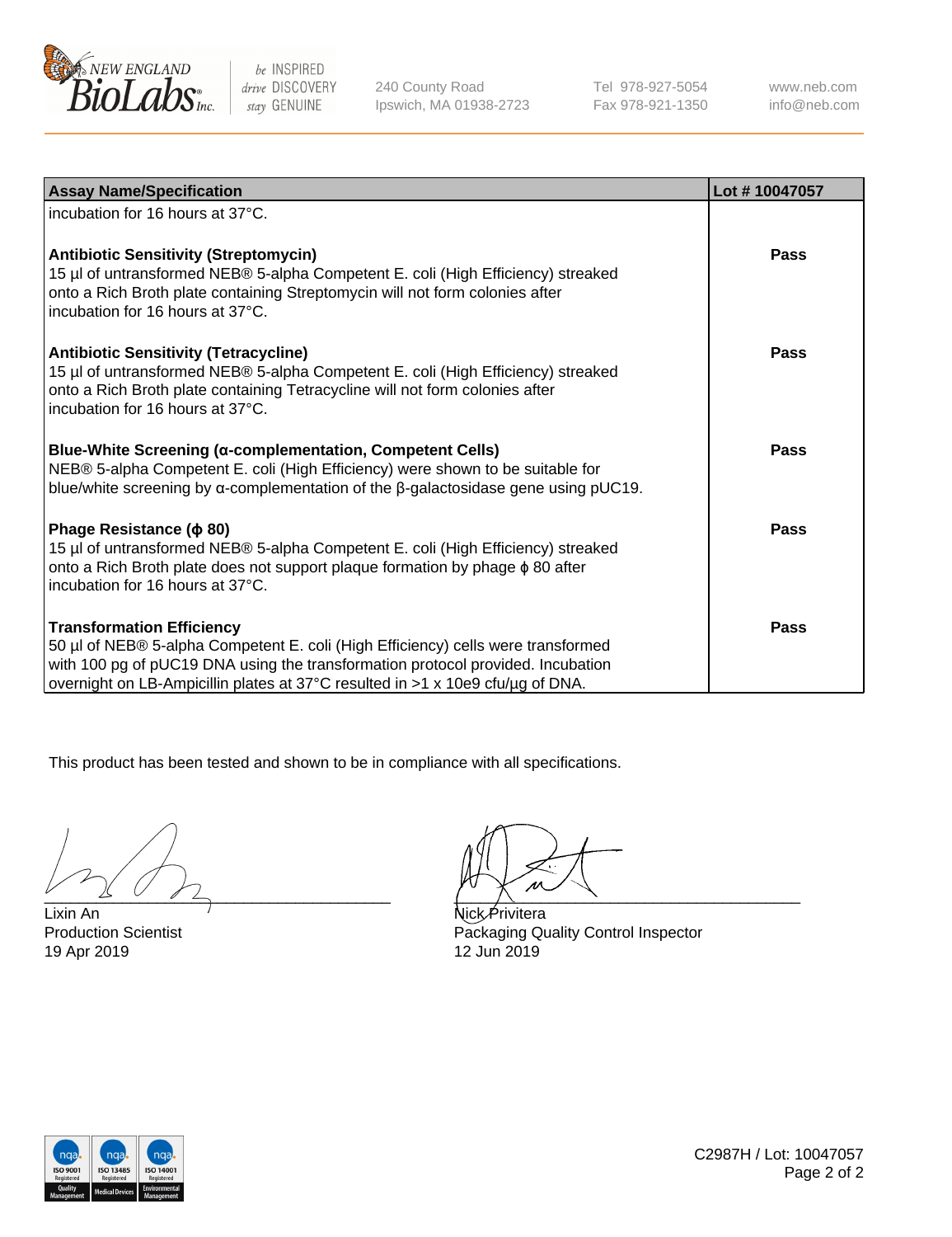| Assay Name/Specification | Lot # 10047057 |
|---|---|
| incubation for 16 hours at 37°C. | |
| **Antibiotic Sensitivity (Streptomycin)**<br>15 µl of untransformed NEB® 5-alpha Competent E. coli (High Efficiency) streaked onto a Rich Broth plate containing Streptomycin will not form colonies after incubation for 16 hours at 37°C. | **Pass** |
| **Antibiotic Sensitivity (Tetracycline)**<br>15 µl of untransformed NEB® 5-alpha Competent E. coli (High Efficiency) streaked onto a Rich Broth plate containing Tetracycline will not form colonies after incubation for 16 hours at 37°C. | **Pass** |
| **Blue-White Screening (α-complementation, Competent Cells)**<br>NEB® 5-alpha Competent E. coli (High Efficiency) were shown to be suitable for blue/white screening by α-complementation of the β-galactosidase gene using pUC19. | **Pass** |
| **Phage Resistance (ϕ 80)**<br>15 µl of untransformed NEB® 5-alpha Competent E. coli (High Efficiency) streaked onto a Rich Broth plate does not support plaque formation by phage ϕ 80 after incubation for 16 hours at 37°C. | **Pass** |
| **Transformation Efficiency**<br>50 µl of NEB® 5-alpha Competent E. coli (High Efficiency) cells were transformed with 100 pg of pUC19 DNA using the transformation protocol provided. Incubation overnight on LB-Ampicillin plates at 37°C resulted in >1 x 10e9 cfu/µg of DNA. | **Pass** |

This product has been tested and shown to be in compliance with all specifications.

Lixin An
Production Scientist
19 Apr 2019

Nick Privitera
Packaging Quality Control Inspector
12 Jun 2019

C2987H / Lot: 10047057